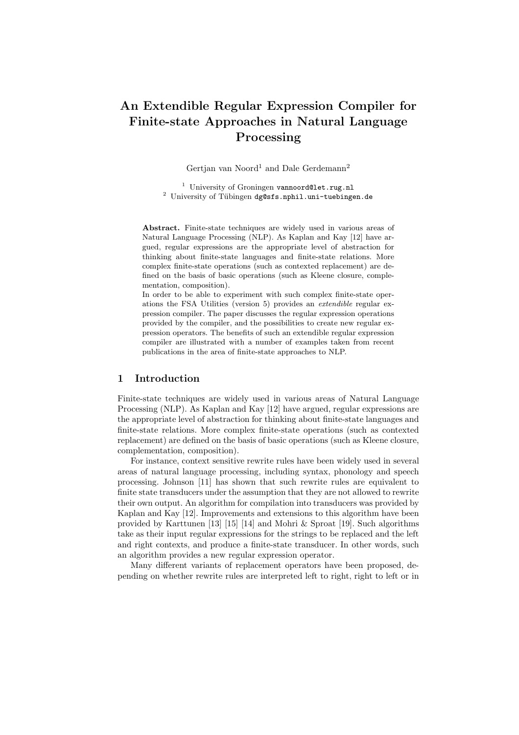# An Extendible Regular Expression Compiler for Finite-state Approaches in Natural Language Processing

Gertjan van Noord[1] and Dale Gerdemann[2]

[1] University of Groningen vannoord@let.rug.nl
[2] University of Tübingen dg@sfs.nphil.uni-tuebingen.de

**Abstract.** Finite-state techniques are widely used in various areas of Natural Language Processing (NLP). As Kaplan and Kay [12] have argued, regular expressions are the appropriate level of abstraction for thinking about finite-state languages and finite-state relations. More complex finite-state operations (such as contexted replacement) are defined on the basis of basic operations (such as Kleene closure, complementation, composition).

In order to be able to experiment with such complex finite-state operations the FSA Utilities (version 5) provides an *extendible* regular expression compiler. The paper discusses the regular expression operations provided by the compiler, and the possibilities to create new regular expression operators. The benefits of such an extendible regular expression compiler are illustrated with a number of examples taken from recent publications in the area of finite-state approaches to NLP.

## 1 Introduction

Finite-state techniques are widely used in various areas of Natural Language Processing (NLP). As Kaplan and Kay [12] have argued, regular expressions are the appropriate level of abstraction for thinking about finite-state languages and finite-state relations. More complex finite-state operations (such as contexted replacement) are defined on the basis of basic operations (such as Kleene closure, complementation, composition).

For instance, context sensitive rewrite rules have been widely used in several areas of natural language processing, including syntax, phonology and speech processing. Johnson [11] has shown that such rewrite rules are equivalent to finite state transducers under the assumption that they are not allowed to rewrite their own output. An algorithm for compilation into transducers was provided by Kaplan and Kay [12]. Improvements and extensions to this algorithm have been provided by Karttunen [13] [15] [14] and Mohri & Sproat [19]. Such algorithms take as their input regular expressions for the strings to be replaced and the left and right contexts, and produce a finite-state transducer. In other words, such an algorithm provides a new regular expression operator.

Many different variants of replacement operators have been proposed, depending on whether rewrite rules are interpreted left to right, right to left or in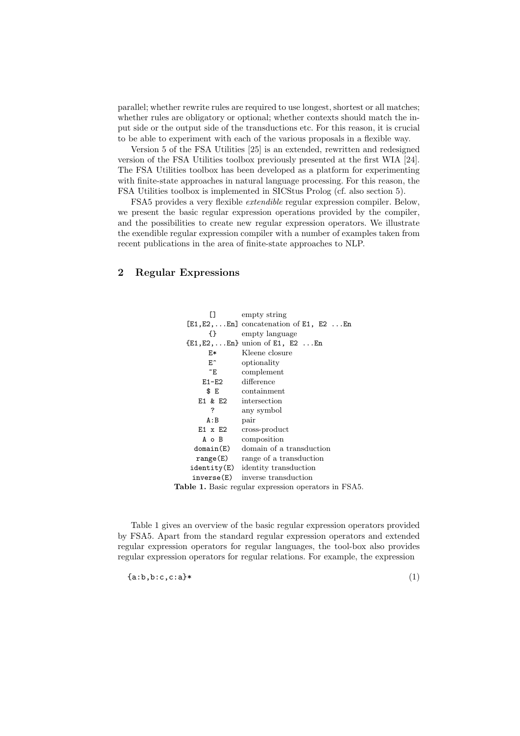parallel; whether rewrite rules are required to use longest, shortest or all matches; whether rules are obligatory or optional; whether contexts should match the input side or the output side of the transductions etc. For this reason, it is crucial to be able to experiment with each of the various proposals in a flexible way.

Version 5 of the FSA Utilities [25] is an extended, rewritten and redesigned version of the FSA Utilities toolbox previously presented at the first WIA [24]. The FSA Utilities toolbox has been developed as a platform for experimenting with finite-state approaches in natural language processing. For this reason, the FSA Utilities toolbox is implemented in SICStus Prolog (cf. also section 5).

FSA5 provides a very flexible *extendible* regular expression compiler. Below, we present the basic regular expression operations provided by the compiler, and the possibilities to create new regular expression operators. We illustrate the exendible regular expression compiler with a number of examples taken from recent publications in the area of finite-state approaches to NLP.

## 2 Regular Expressions

| | |
|---|---|
| `[]` | empty string |
| `[E1,E2,...En]` | concatenation of `E1, E2 ...En` |
| `{}` | empty language |
| `{E1,E2,...En}` | union of `E1, E2 ...En` |
| `E*` | Kleene closure |
| `E^` | optionality |
| `~E` | complement |
| `E1-E2` | difference |
| `$ E` | containment |
| `E1 & E2` | intersection |
| `?` | any symbol |
| `A:B` | pair |
| `E1 x E2` | cross-product |
| `A o B` | composition |
| `domain(E)` | domain of a transduction |
| `range(E)` | range of a transduction |
| `identity(E)` | identity transduction |
| `inverse(E)` | inverse transduction |

**Table 1.** Basic regular expression operators in FSA5.

Table 1 gives an overview of the basic regular expression operators provided by FSA5. Apart from the standard regular expression operators and extended regular expression operators for regular languages, the tool-box also provides regular expression operators for regular relations. For example, the expression

```
{a:b,b:c,c:a}*                                                        (1)
```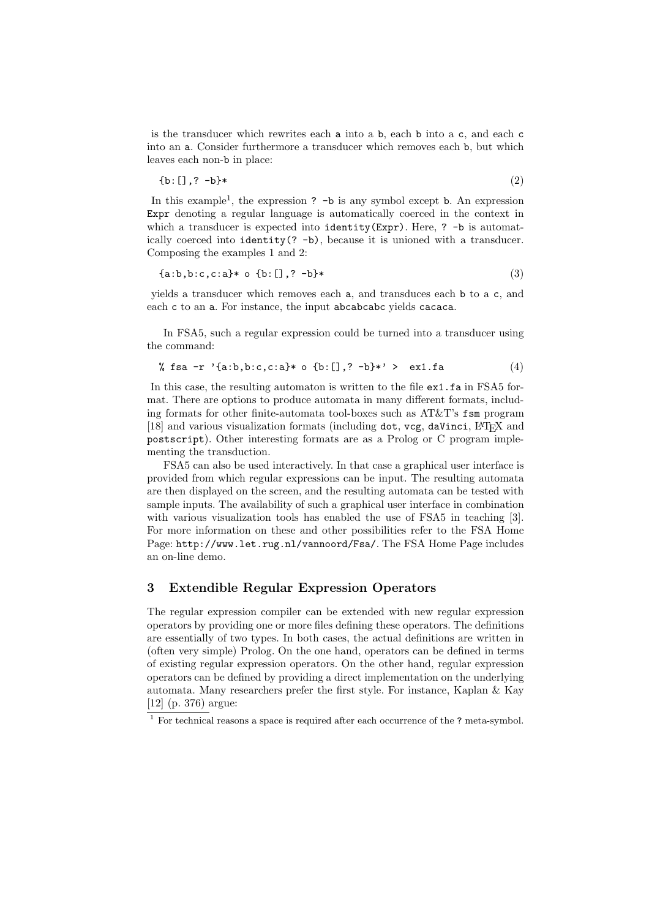is the transducer which rewrites each `a` into a `b`, each `b` into a `c`, and each `c` into an `a`. Consider furthermore a transducer which removes each `b`, but which leaves each non-`b` in place:

```
{b:[],? -b}*                                                    (2)
```

In this example[1], the expression `? -b` is any symbol except `b`. An expression `Expr` denoting a regular language is automatically coerced in the context in which a transducer is expected into `identity(Expr)`. Here, `? -b` is automatically coerced into `identity(? -b)`, because it is unioned with a transducer. Composing the examples 1 and 2:

```
{a:b,b:c,c:a}* o {b:[],? -b}*                                   (3)
```

yields a transducer which removes each `a`, and transduces each `b` to a `c`, and each `c` to an `a`. For instance, the input `abcabcabc` yields `cacaca`.

In FSA5, such a regular expression could be turned into a transducer using the command:

```
% fsa -r '{a:b,b:c,c:a}* o {b:[],? -b}*' >  ex1.fa              (4)
```

In this case, the resulting automaton is written to the file `ex1.fa` in FSA5 format. There are options to produce automata in many different formats, including formats for other finite-automata tool-boxes such as AT&T's `fsm` program [18] and various visualization formats (including `dot`, `vcg`, `daVinci`, LaTeX and `postscript`). Other interesting formats are as a Prolog or C program implementing the transduction.

FSA5 can also be used interactively. In that case a graphical user interface is provided from which regular expressions can be input. The resulting automata are then displayed on the screen, and the resulting automata can be tested with sample inputs. The availability of such a graphical user interface in combination with various visualization tools has enabled the use of FSA5 in teaching [3]. For more information on these and other possibilities refer to the FSA Home Page: `http://www.let.rug.nl/vannoord/Fsa/`. The FSA Home Page includes an on-line demo.

## 3 Extendible Regular Expression Operators

The regular expression compiler can be extended with new regular expression operators by providing one or more files defining these operators. The definitions are essentially of two types. In both cases, the actual definitions are written in (often very simple) Prolog. On the one hand, operators can be defined in terms of existing regular expression operators. On the other hand, regular expression operators can be defined by providing a direct implementation on the underlying automata. Many researchers prefer the first style. For instance, Kaplan & Kay [12] (p. 376) argue:

[1] For technical reasons a space is required after each occurrence of the `?` meta-symbol.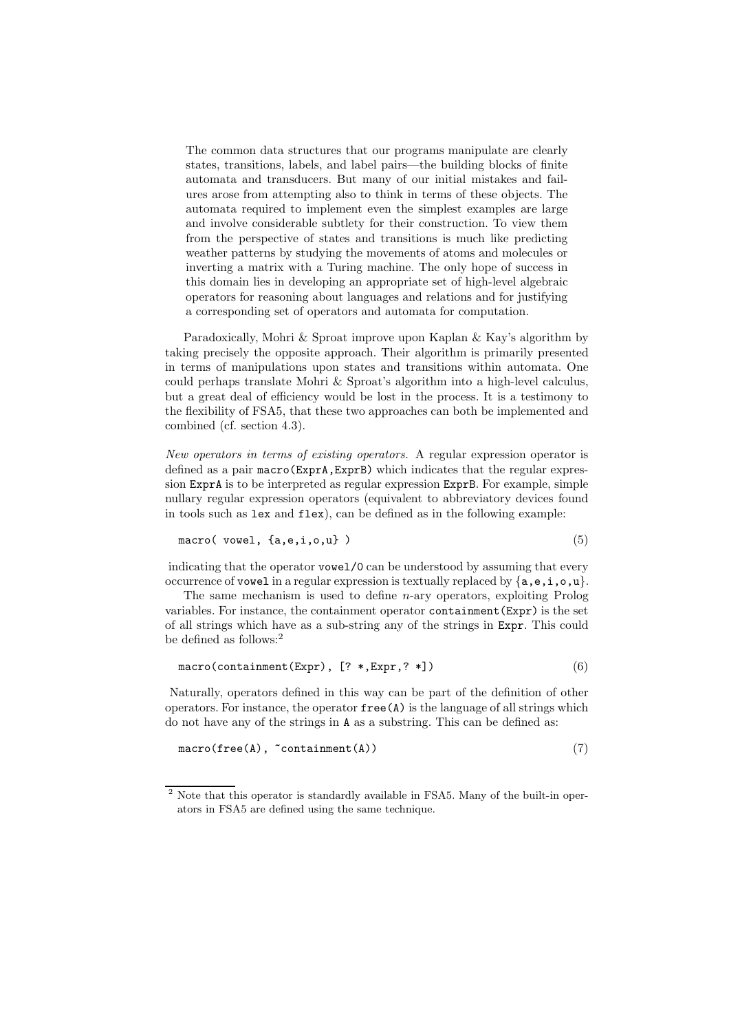> The common data structures that our programs manipulate are clearly states, transitions, labels, and label pairs—the building blocks of finite automata and transducers. But many of our initial mistakes and failures arose from attempting also to think in terms of these objects. The automata required to implement even the simplest examples are large and involve considerable subtlety for their construction. To view them from the perspective of states and transitions is much like predicting weather patterns by studying the movements of atoms and molecules or inverting a matrix with a Turing machine. The only hope of success in this domain lies in developing an appropriate set of high-level algebraic operators for reasoning about languages and relations and for justifying a corresponding set of operators and automata for computation.

Paradoxically, Mohri & Sproat improve upon Kaplan & Kay's algorithm by taking precisely the opposite approach. Their algorithm is primarily presented in terms of manipulations upon states and transitions within automata. One could perhaps translate Mohri & Sproat's algorithm into a high-level calculus, but a great deal of efficiency would be lost in the process. It is a testimony to the flexibility of FSA5, that these two approaches can both be implemented and combined (cf. section 4.3).

*New operators in terms of existing operators.* A regular expression operator is defined as a pair `macro(ExprA,ExprB)` which indicates that the regular expression `ExprA` is to be interpreted as regular expression `ExprB`. For example, simple nullary regular expression operators (equivalent to abbreviatory devices found in tools such as `lex` and `flex`), can be defined as in the following example:

```
macro( vowel, {a,e,i,o,u} )                                    (5)
```

indicating that the operator `vowel/0` can be understood by assuming that every occurrence of `vowel` in a regular expression is textually replaced by `{a,e,i,o,u}`.

The same mechanism is used to define $n$-ary operators, exploiting Prolog variables. For instance, the containment operator `containment(Expr)` is the set of all strings which have as a sub-string any of the strings in `Expr`. This could be defined as follows:[2]

```
macro(containment(Expr), [? *,Expr,? *])                       (6)
```

Naturally, operators defined in this way can be part of the definition of other operators. For instance, the operator `free(A)` is the language of all strings which do not have any of the strings in `A` as a substring. This can be defined as:

```
macro(free(A), ~containment(A))                                (7)
```

[2] Note that this operator is standardly available in FSA5. Many of the built-in operators in FSA5 are defined using the same technique.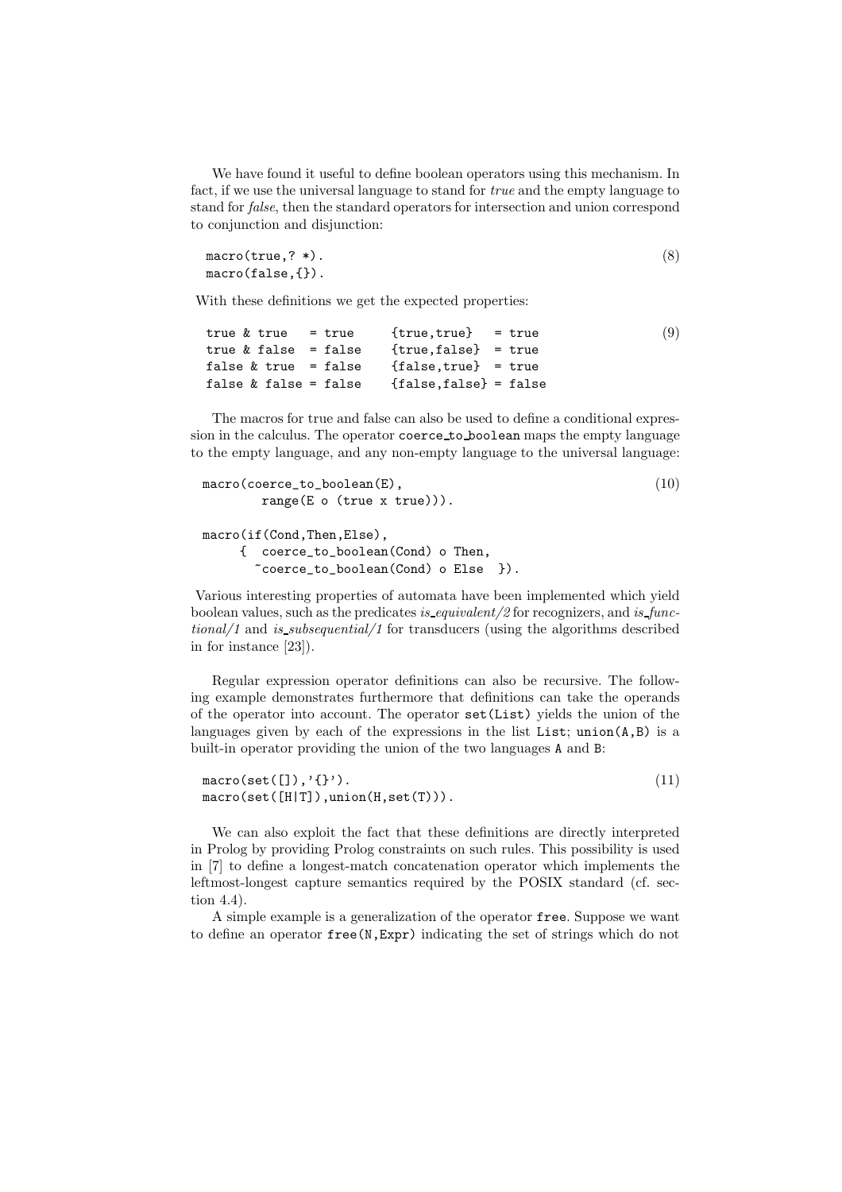We have found it useful to define boolean operators using this mechanism. In fact, if we use the universal language to stand for *true* and the empty language to stand for *false*, then the standard operators for intersection and union correspond to conjunction and disjunction:

```
macro(true,? *).                                                    (8)
macro(false,{}).
```

With these definitions we get the expected properties:

```
true & true   = true      {true,true}   = true                      (9)
true & false  = false     {true,false}  = true
false & true  = false     {false,true}  = true
false & false = false     {false,false} = false
```

The macros for true and false can also be used to define a conditional expression in the calculus. The operator `coerce_to_boolean` maps the empty language to the empty language, and any non-empty language to the universal language:

```
macro(coerce_to_boolean(E),                                         (10)
        range(E o (true x true))).

macro(if(Cond,Then,Else),
     {  coerce_to_boolean(Cond) o Then,
       ~coerce_to_boolean(Cond) o Else  }).
```

Various interesting properties of automata have been implemented which yield boolean values, such as the predicates *is_equivalent/2* for recognizers, and *is_functional/1* and *is_subsequential/1* for transducers (using the algorithms described in for instance [23]).

Regular expression operator definitions can also be recursive. The following example demonstrates furthermore that definitions can take the operands of the operator into account. The operator `set(List)` yields the union of the languages given by each of the expressions in the list `List`; `union(A,B)` is a built-in operator providing the union of the two languages `A` and `B`:

```
macro(set([]),'{}').                                                (11)
macro(set([H|T]),union(H,set(T))).
```

We can also exploit the fact that these definitions are directly interpreted in Prolog by providing Prolog constraints on such rules. This possibility is used in [7] to define a longest-match concatenation operator which implements the leftmost-longest capture semantics required by the POSIX standard (cf. section 4.4).

A simple example is a generalization of the operator `free`. Suppose we want to define an operator `free(N,Expr)` indicating the set of strings which do not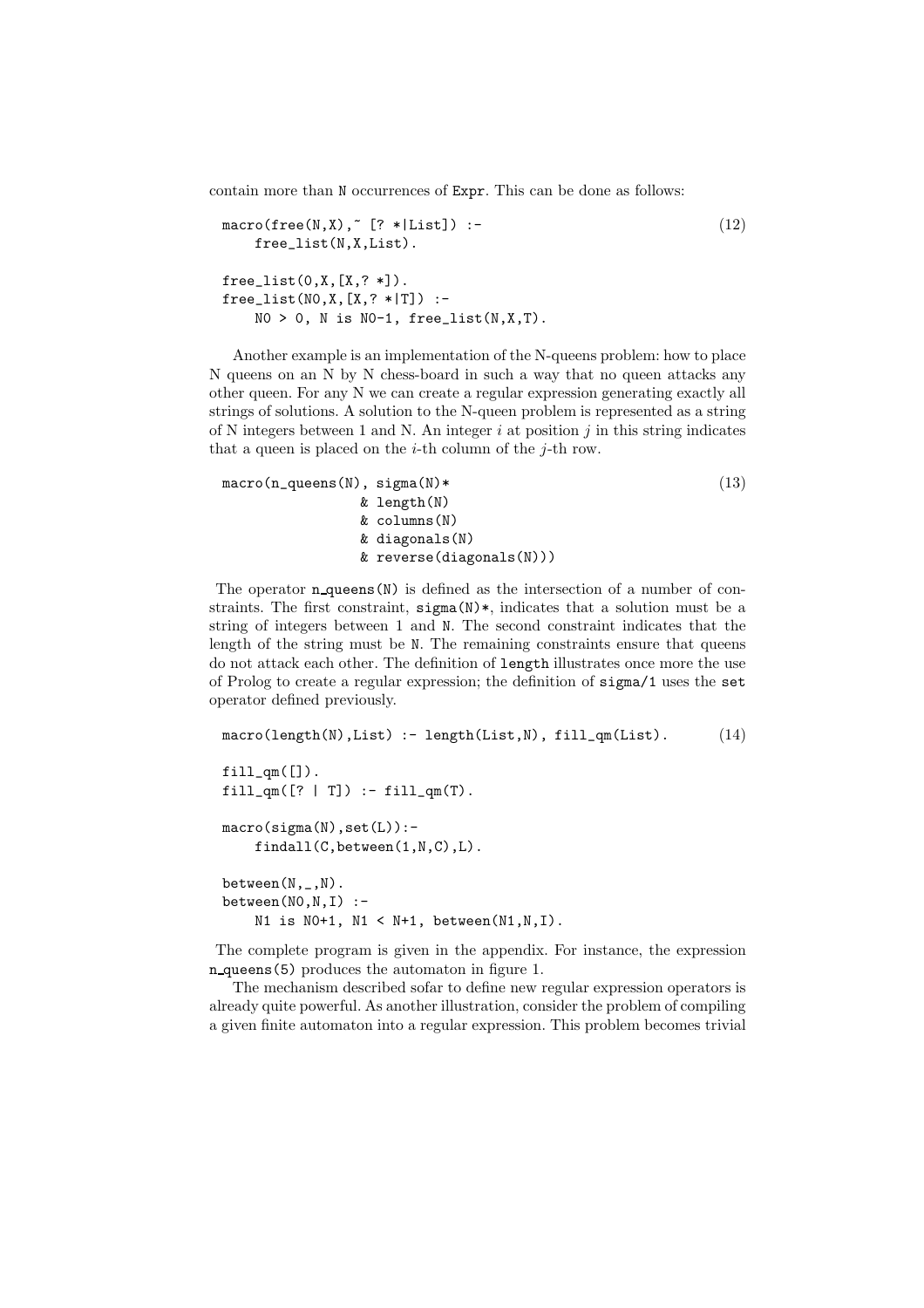contain more than N occurrences of Expr. This can be done as follows:

```
macro(free(N,X),~ [? *|List]) :-                                    (12)
    free_list(N,X,List).

free_list(0,X,[X,? *]).
free_list(N0,X,[X,? *|T]) :-
    N0 > 0, N is N0-1, free_list(N,X,T).
```

Another example is an implementation of the N-queens problem: how to place N queens on an N by N chess-board in such a way that no queen attacks any other queen. For any N we can create a regular expression generating exactly all strings of solutions. A solution to the N-queen problem is represented as a string of N integers between 1 and N. An integer $i$ at position $j$ in this string indicates that a queen is placed on the $i$-th column of the $j$-th row.

```
macro(n_queens(N), sigma(N)*                                        (13)
                 & length(N)
                 & columns(N)
                 & diagonals(N)
                 & reverse(diagonals(N)))
```

The operator n_queens(N) is defined as the intersection of a number of constraints. The first constraint, sigma(N)*, indicates that a solution must be a string of integers between 1 and N. The second constraint indicates that the length of the string must be N. The remaining constraints ensure that queens do not attack each other. The definition of length illustrates once more the use of Prolog to create a regular expression; the definition of sigma/1 uses the set operator defined previously.

```
macro(length(N),List) :- length(List,N), fill_qm(List).            (14)

fill_qm([]).
fill_qm([? | T]) :- fill_qm(T).

macro(sigma(N),set(L)):-
    findall(C,between(1,N,C),L).

between(N,_,N).
between(N0,N,I) :-
    N1 is N0+1, N1 < N+1, between(N1,N,I).
```

The complete program is given in the appendix. For instance, the expression n_queens(5) produces the automaton in figure 1.

The mechanism described sofar to define new regular expression operators is already quite powerful. As another illustration, consider the problem of compiling a given finite automaton into a regular expression. This problem becomes trivial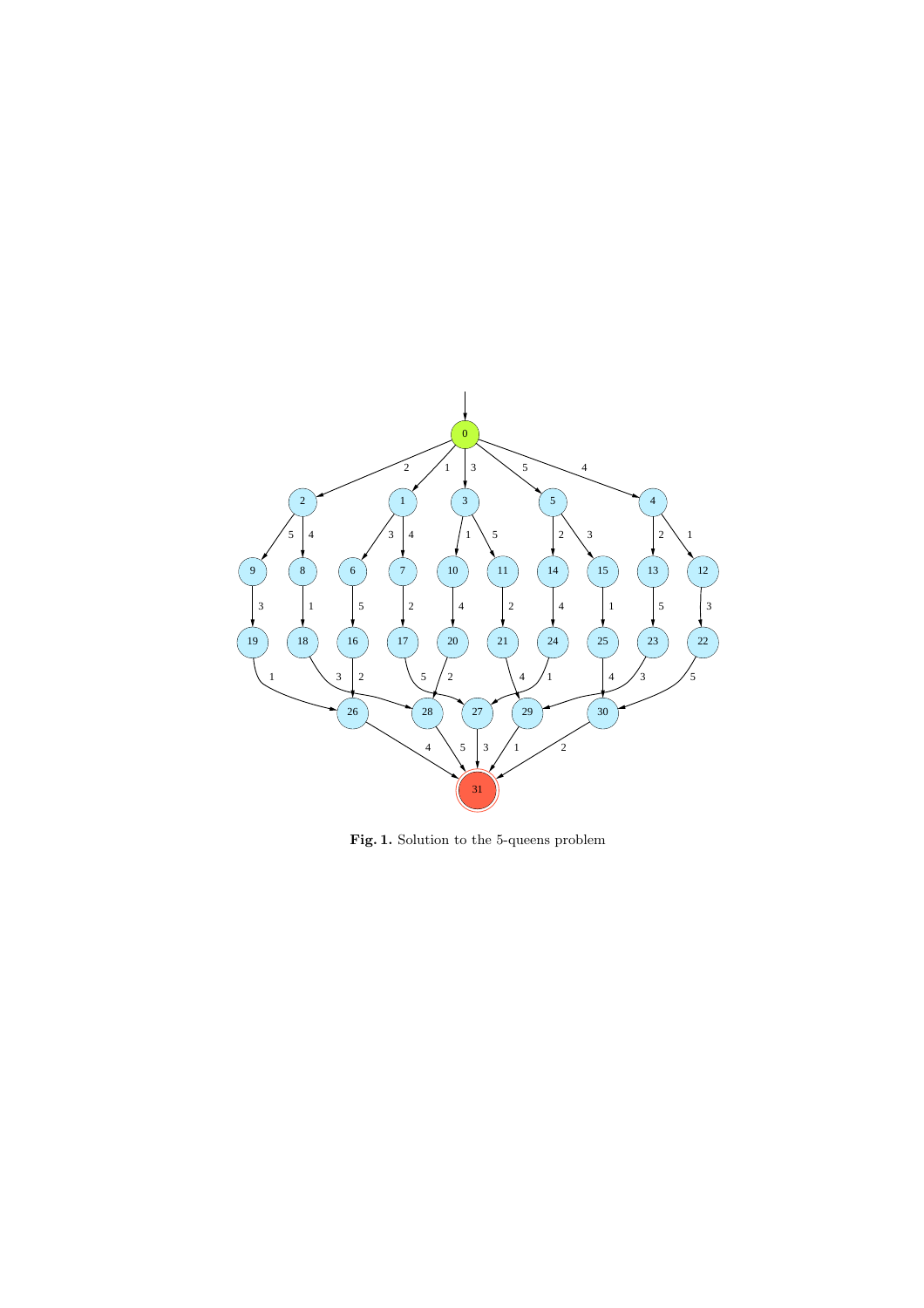**Fig. 1.** Solution to the 5-queens problem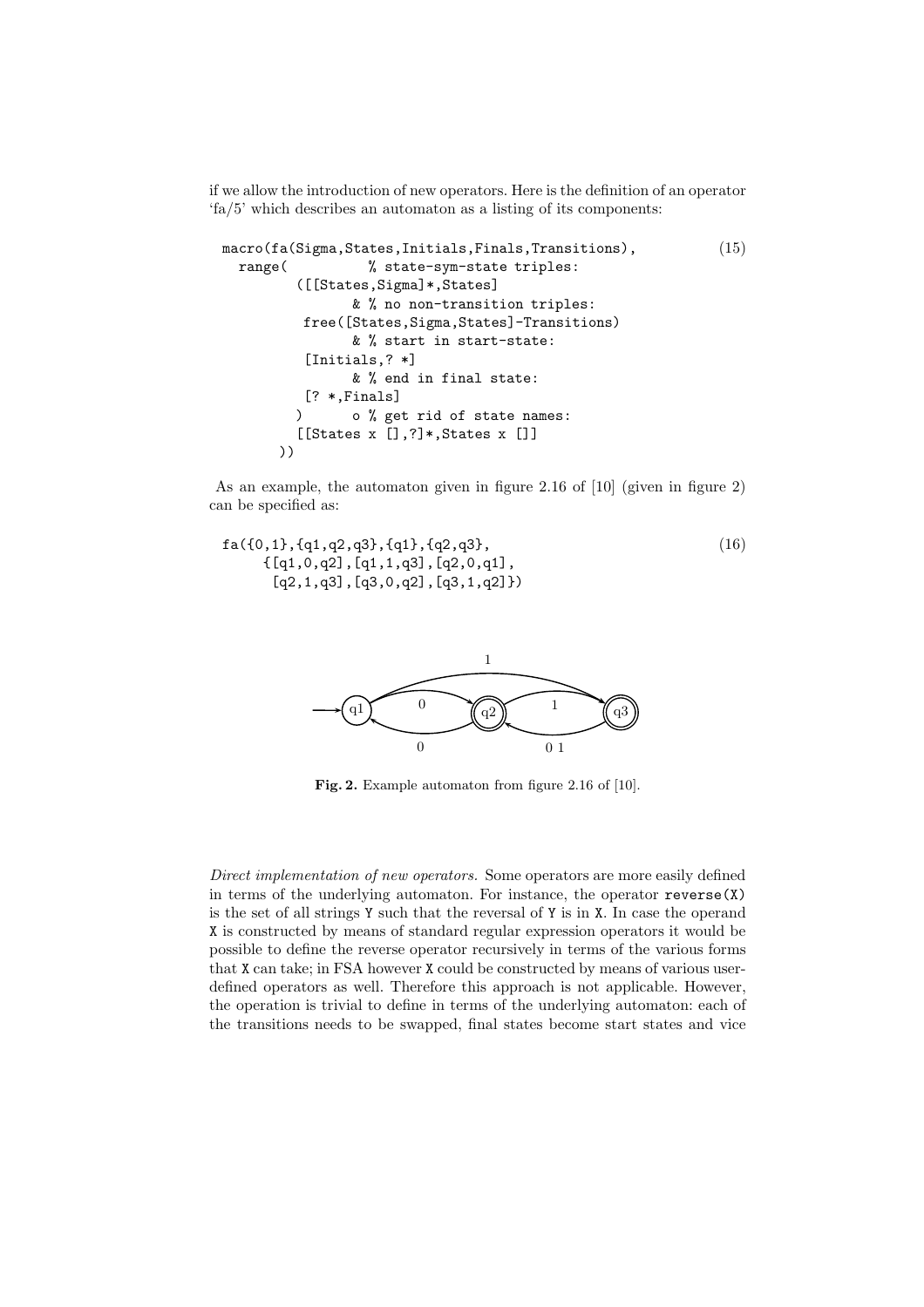if we allow the introduction of new operators. Here is the definition of an operator 'fa/5' which describes an automaton as a listing of its components:

```
macro(fa(Sigma,States,Initials,Finals,Transitions),          (15)
  range(          % state-sym-state triples:
       ([[States,Sigma]*,States]
              & % no non-transition triples:
        free([States,Sigma,States]-Transitions)
              & % start in start-state:
        [Initials,? *]
              & % end in final state:
        [? *,Finals]
       )      o % get rid of state names:
       [[States x [],?]*,States x []]
     ))
```

As an example, the automaton given in figure 2.16 of [10] (given in figure 2) can be specified as:

```
fa({0,1},{q1,q2,q3},{q1},{q2,q3},                              (16)
    {[q1,0,q2],[q1,1,q3],[q2,0,q1],
     [q2,1,q3],[q3,0,q2],[q3,1,q2]})
```

**Fig. 2.** Example automaton from figure 2.16 of [10].

*Direct implementation of new operators.* Some operators are more easily defined in terms of the underlying automaton. For instance, the operator `reverse(X)` is the set of all strings `Y` such that the reversal of `Y` is in `X`. In case the operand `X` is constructed by means of standard regular expression operators it would be possible to define the reverse operator recursively in terms of the various forms that `X` can take; in FSA however `X` could be constructed by means of various user-defined operators as well. Therefore this approach is not applicable. However, the operation is trivial to define in terms of the underlying automaton: each of the transitions needs to be swapped, final states become start states and vice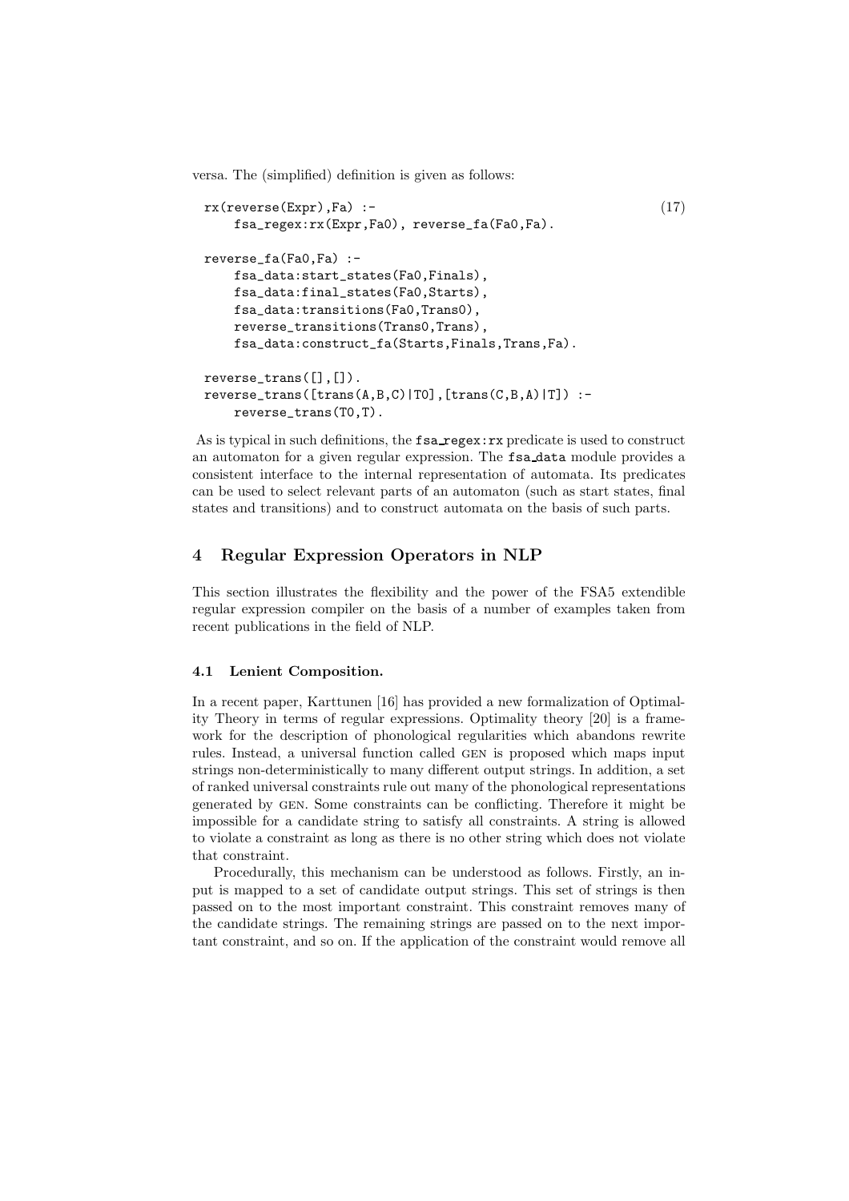versa. The (simplified) definition is given as follows:

```
rx(reverse(Expr),Fa) :-                                              (17)
    fsa_regex:rx(Expr,Fa0), reverse_fa(Fa0,Fa).

reverse_fa(Fa0,Fa) :-
    fsa_data:start_states(Fa0,Finals),
    fsa_data:final_states(Fa0,Starts),
    fsa_data:transitions(Fa0,Trans0),
    reverse_transitions(Trans0,Trans),
    fsa_data:construct_fa(Starts,Finals,Trans,Fa).

reverse_trans([],[]).
reverse_trans([trans(A,B,C)|T0],[trans(C,B,A)|T]) :-
    reverse_trans(T0,T).
```

As is typical in such definitions, the `fsa_regex:rx` predicate is used to construct an automaton for a given regular expression. The `fsa_data` module provides a consistent interface to the internal representation of automata. Its predicates can be used to select relevant parts of an automaton (such as start states, final states and transitions) and to construct automata on the basis of such parts.

## 4 Regular Expression Operators in NLP

This section illustrates the flexibility and the power of the FSA5 extendible regular expression compiler on the basis of a number of examples taken from recent publications in the field of NLP.

### 4.1 Lenient Composition.

In a recent paper, Karttunen [16] has provided a new formalization of Optimality Theory in terms of regular expressions. Optimality theory [20] is a framework for the description of phonological regularities which abandons rewrite rules. Instead, a universal function called GEN is proposed which maps input strings non-deterministically to many different output strings. In addition, a set of ranked universal constraints rule out many of the phonological representations generated by GEN. Some constraints can be conflicting. Therefore it might be impossible for a candidate string to satisfy all constraints. A string is allowed to violate a constraint as long as there is no other string which does not violate that constraint.

Procedurally, this mechanism can be understood as follows. Firstly, an input is mapped to a set of candidate output strings. This set of strings is then passed on to the most important constraint. This constraint removes many of the candidate strings. The remaining strings are passed on to the next important constraint, and so on. If the application of the constraint would remove all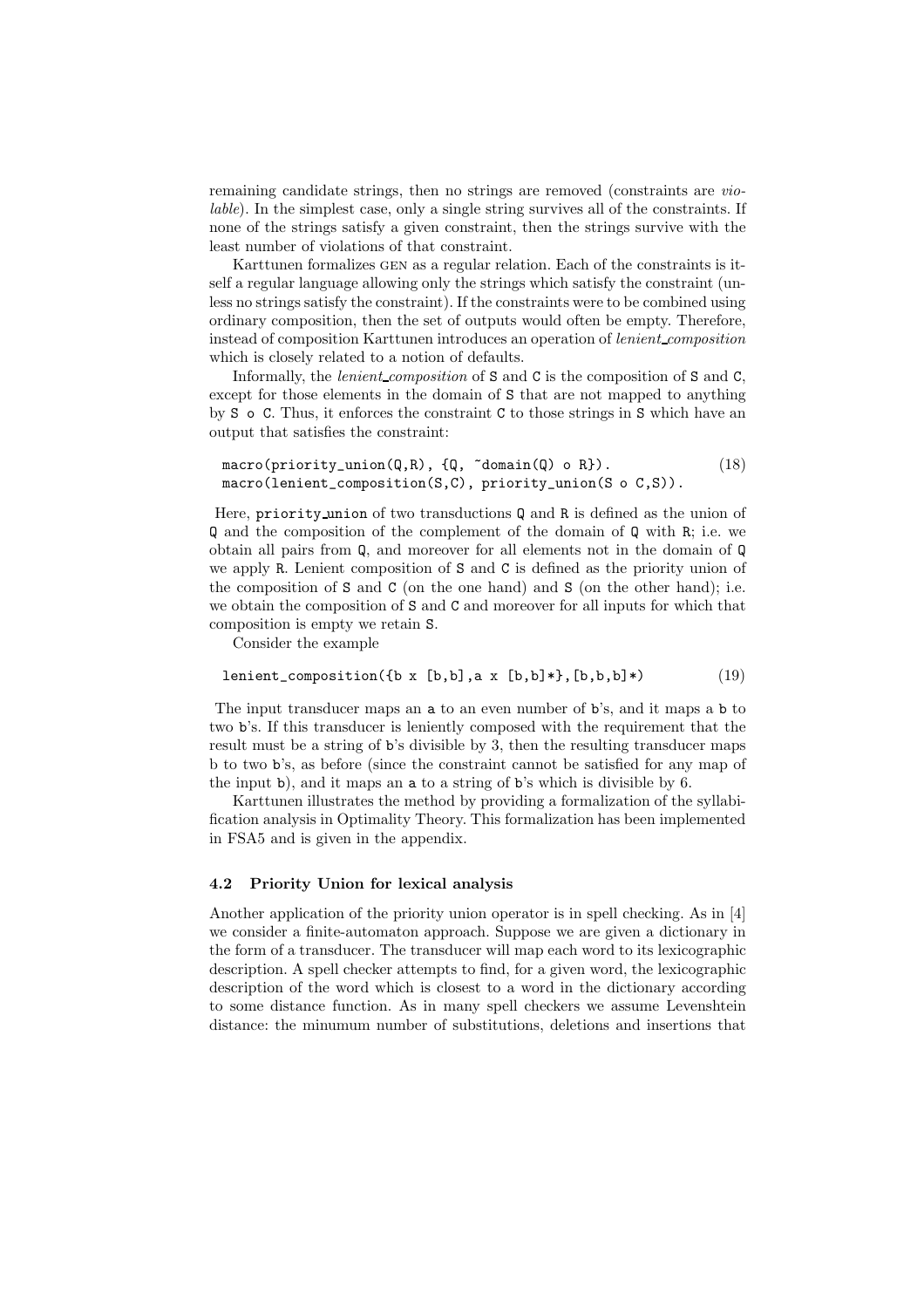remaining candidate strings, then no strings are removed (constraints are *violable*). In the simplest case, only a single string survives all of the constraints. If none of the strings satisfy a given constraint, then the strings survive with the least number of violations of that constraint.

Karttunen formalizes GEN as a regular relation. Each of the constraints is itself a regular language allowing only the strings which satisfy the constraint (unless no strings satisfy the constraint). If the constraints were to be combined using ordinary composition, then the set of outputs would often be empty. Therefore, instead of composition Karttunen introduces an operation of *lenient_composition* which is closely related to a notion of defaults.

Informally, the *lenient_composition* of S and C is the composition of S and C, except for those elements in the domain of S that are not mapped to anything by S o C. Thus, it enforces the constraint C to those strings in S which have an output that satisfies the constraint:

```
macro(priority_union(Q,R), {Q, ~domain(Q) o R}).            (18)
macro(lenient_composition(S,C), priority_union(S o C,S)).
```

Here, priority_union of two transductions Q and R is defined as the union of Q and the composition of the complement of the domain of Q with R; i.e. we obtain all pairs from Q, and moreover for all elements not in the domain of Q we apply R. Lenient composition of S and C is defined as the priority union of the composition of S and C (on the one hand) and S (on the other hand); i.e. we obtain the composition of S and C and moreover for all inputs for which that composition is empty we retain S.

Consider the example

```
lenient_composition({b x [b,b],a x [b,b]*},[b,b,b]*)          (19)
```

The input transducer maps an a to an even number of b's, and it maps a b to two b's. If this transducer is leniently composed with the requirement that the result must be a string of b's divisible by 3, then the resulting transducer maps b to two b's, as before (since the constraint cannot be satisfied for any map of the input b), and it maps an a to a string of b's which is divisible by 6.

Karttunen illustrates the method by providing a formalization of the syllabification analysis in Optimality Theory. This formalization has been implemented in FSA5 and is given in the appendix.

### 4.2 Priority Union for lexical analysis

Another application of the priority union operator is in spell checking. As in [4] we consider a finite-automaton approach. Suppose we are given a dictionary in the form of a transducer. The transducer will map each word to its lexicographic description. A spell checker attempts to find, for a given word, the lexicographic description of the word which is closest to a word in the dictionary according to some distance function. As in many spell checkers we assume Levenshtein distance: the minumum number of substitutions, deletions and insertions that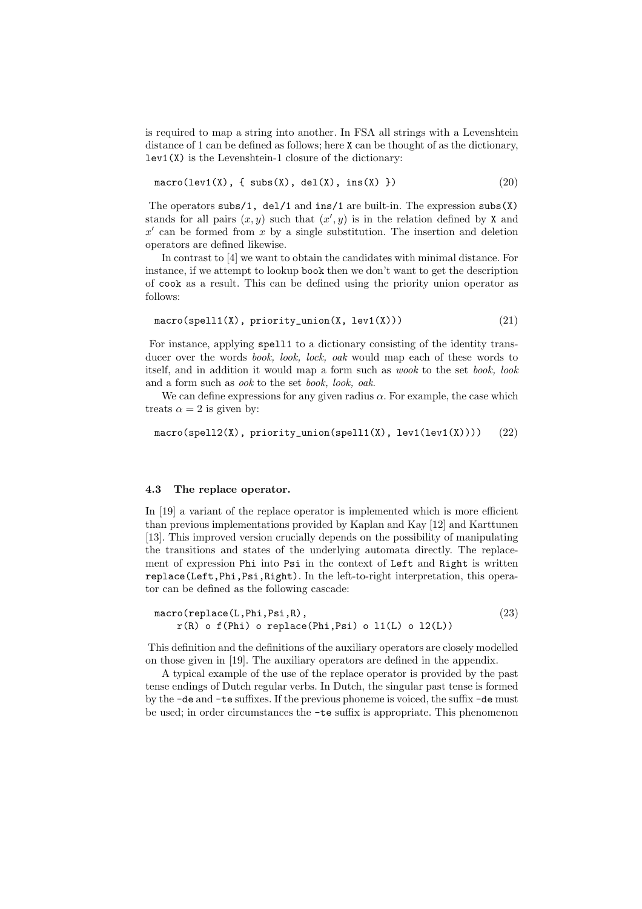is required to map a string into another. In FSA all strings with a Levenshtein distance of 1 can be defined as follows; here `X` can be thought of as the dictionary, `lev1(X)` is the Levenshtein-1 closure of the dictionary:

```
macro(lev1(X), { subs(X), del(X), ins(X) })                    (20)
```

The operators `subs/1, del/1` and `ins/1` are built-in. The expression `subs(X)` stands for all pairs $(x, y)$ such that $(x', y)$ is in the relation defined by `X` and $x'$ can be formed from $x$ by a single substitution. The insertion and deletion operators are defined likewise.

In contrast to [4] we want to obtain the candidates with minimal distance. For instance, if we attempt to lookup `book` then we don't want to get the description of `cook` as a result. This can be defined using the priority union operator as follows:

```
macro(spell1(X), priority_union(X, lev1(X)))                   (21)
```

For instance, applying `spell1` to a dictionary consisting of the identity transducer over the words *book, look, lock, oak* would map each of these words to itself, and in addition it would map a form such as *wook* to the set *book, look* and a form such as *ook* to the set *book, look, oak*.

We can define expressions for any given radius $\alpha$. For example, the case which treats $\alpha = 2$ is given by:

```
macro(spell2(X), priority_union(spell1(X), lev1(lev1(X))))     (22)
```

### 4.3 The replace operator.

In [19] a variant of the replace operator is implemented which is more efficient than previous implementations provided by Kaplan and Kay [12] and Karttunen [13]. This improved version crucially depends on the possibility of manipulating the transitions and states of the underlying automata directly. The replacement of expression `Phi` into `Psi` in the context of `Left` and `Right` is written `replace(Left,Phi,Psi,Right)`. In the left-to-right interpretation, this operator can be defined as the following cascade:

```
macro(replace(L,Phi,Psi,R),                                    (23)
     r(R) o f(Phi) o replace(Phi,Psi) o l1(L) o l2(L))
```

This definition and the definitions of the auxiliary operators are closely modelled on those given in [19]. The auxiliary operators are defined in the appendix.

A typical example of the use of the replace operator is provided by the past tense endings of Dutch regular verbs. In Dutch, the singular past tense is formed by the `-de` and `-te` suffixes. If the previous phoneme is voiced, the suffix `-de` must be used; in order circumstances the `-te` suffix is appropriate. This phenomenon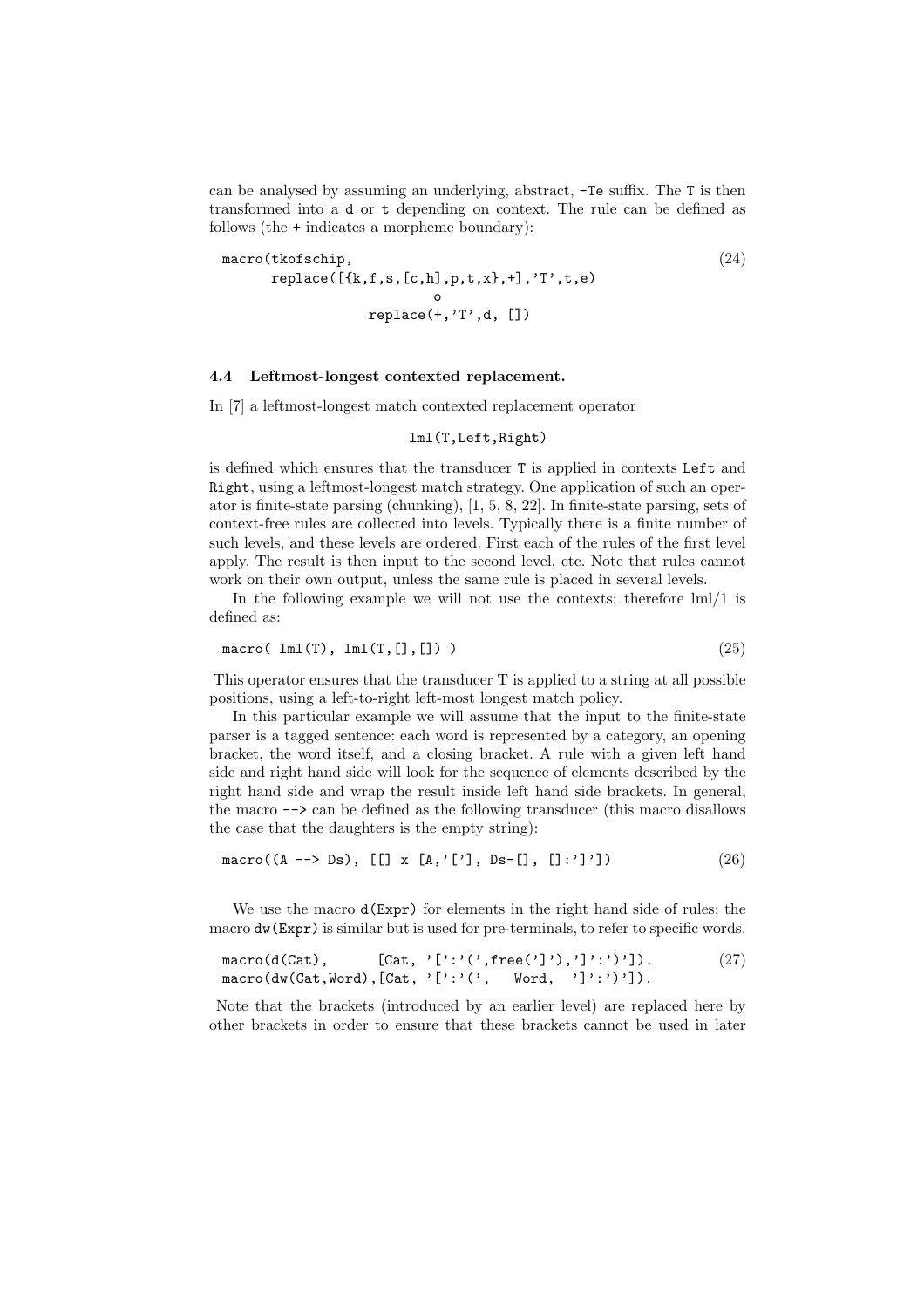can be analysed by assuming an underlying, abstract, `-Te` suffix. The `T` is then transformed into a `d` or `t` depending on context. The rule can be defined as follows (the `+` indicates a morpheme boundary):

```
macro(tkofschip,                                                    (24)
      replace([{k,f,s,[c,h],p,t,x},+],'T',t,e)
                        o
                 replace(+,'T',d, [])
```

### 4.4 Leftmost-longest contexted replacement.

In [7] a leftmost-longest match contexted replacement operator

```
lml(T,Left,Right)
```

is defined which ensures that the transducer `T` is applied in contexts `Left` and `Right`, using a leftmost-longest match strategy. One application of such an operator is finite-state parsing (chunking), [1, 5, 8, 22]. In finite-state parsing, sets of context-free rules are collected into levels. Typically there is a finite number of such levels, and these levels are ordered. First each of the rules of the first level apply. The result is then input to the second level, etc. Note that rules cannot work on their own output, unless the same rule is placed in several levels.

In the following example we will not use the contexts; therefore lml/1 is defined as:

```
macro( lml(T), lml(T,[],[]) )                                       (25)
```

This operator ensures that the transducer T is applied to a string at all possible positions, using a left-to-right left-most longest match policy.

In this particular example we will assume that the input to the finite-state parser is a tagged sentence: each word is represented by a category, an opening bracket, the word itself, and a closing bracket. A rule with a given left hand side and right hand side will look for the sequence of elements described by the right hand side and wrap the result inside left hand side brackets. In general, the macro `-->` can be defined as the following transducer (this macro disallows the case that the daughters is the empty string):

```
macro((A --> Ds), [[] x [A,'['], Ds-[], []:']'])                    (26)
```

We use the macro `d(Expr)` for elements in the right hand side of rules; the macro `dw(Expr)` is similar but is used for pre-terminals, to refer to specific words.

```
macro(d(Cat),       [Cat, '[':'(',free(']'),']':')']).              (27)
macro(dw(Cat,Word),[Cat, '[':'(',   Word,  ']':')']).
```

Note that the brackets (introduced by an earlier level) are replaced here by other brackets in order to ensure that these brackets cannot be used in later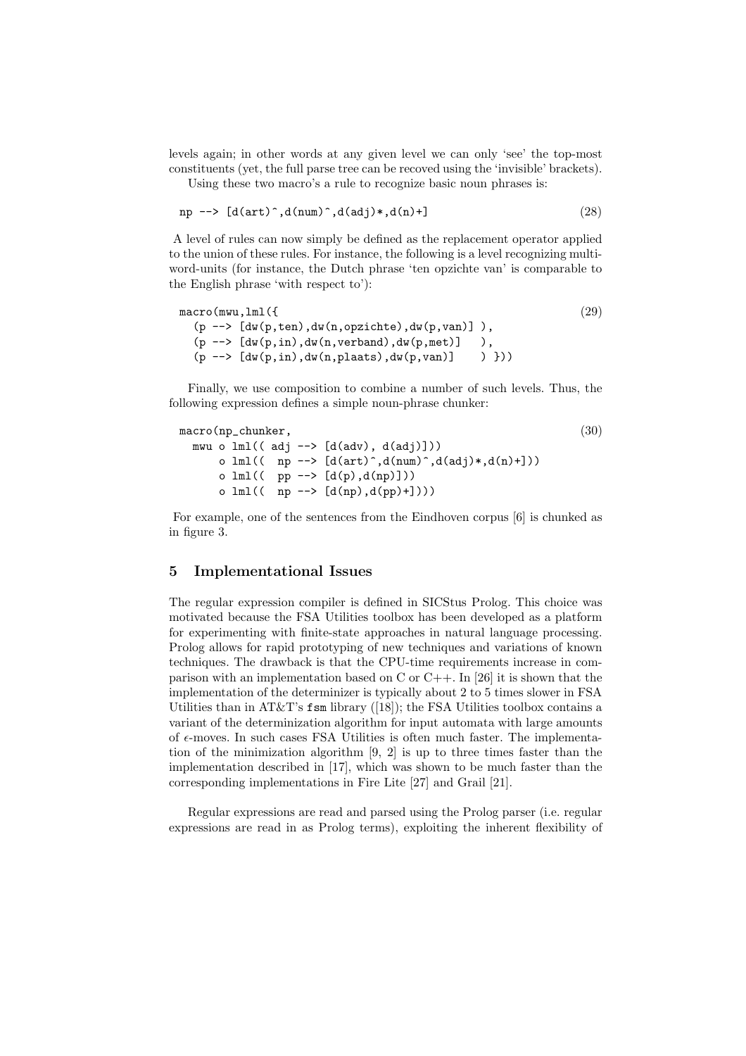levels again; in other words at any given level we can only 'see' the top-most constituents (yet, the full parse tree can be recoved using the 'invisible' brackets).

Using these two macro's a rule to recognize basic noun phrases is:

```
np --> [d(art)^,d(num)^,d(adj)*,d(n)+]                    (28)
```

A level of rules can now simply be defined as the replacement operator applied to the union of these rules. For instance, the following is a level recognizing multi-word-units (for instance, the Dutch phrase 'ten opzichte van' is comparable to the English phrase 'with respect to'):

```
macro(mwu,lml({                                            (29)
  (p --> [dw(p,ten),dw(n,opzichte),dw(p,van)] ),
  (p --> [dw(p,in),dw(n,verband),dw(p,met)]   ),
  (p --> [dw(p,in),dw(n,plaats),dw(p,van)]    ) }))
```

Finally, we use composition to combine a number of such levels. Thus, the following expression defines a simple noun-phrase chunker:

```
macro(np_chunker,                                          (30)
  mwu o lml(( adj --> [d(adv), d(adj)]))
      o lml((  np --> [d(art)^,d(num)^,d(adj)*,d(n)+]))
      o lml((  pp --> [d(p),d(np)]))
      o lml((  np --> [d(np),d(pp)+])))
```

For example, one of the sentences from the Eindhoven corpus [6] is chunked as in figure 3.

## 5 Implementational Issues

The regular expression compiler is defined in SICStus Prolog. This choice was motivated because the FSA Utilities toolbox has been developed as a platform for experimenting with finite-state approaches in natural language processing. Prolog allows for rapid prototyping of new techniques and variations of known techniques. The drawback is that the CPU-time requirements increase in comparison with an implementation based on C or C++. In [26] it is shown that the implementation of the determinizer is typically about 2 to 5 times slower in FSA Utilities than in AT&T's `fsm` library ([18]); the FSA Utilities toolbox contains a variant of the determinization algorithm for input automata with large amounts of $\epsilon$-moves. In such cases FSA Utilities is often much faster. The implementation of the minimization algorithm [9, 2] is up to three times faster than the implementation described in [17], which was shown to be much faster than the corresponding implementations in Fire Lite [27] and Grail [21].

Regular expressions are read and parsed using the Prolog parser (i.e. regular expressions are read in as Prolog terms), exploiting the inherent flexibility of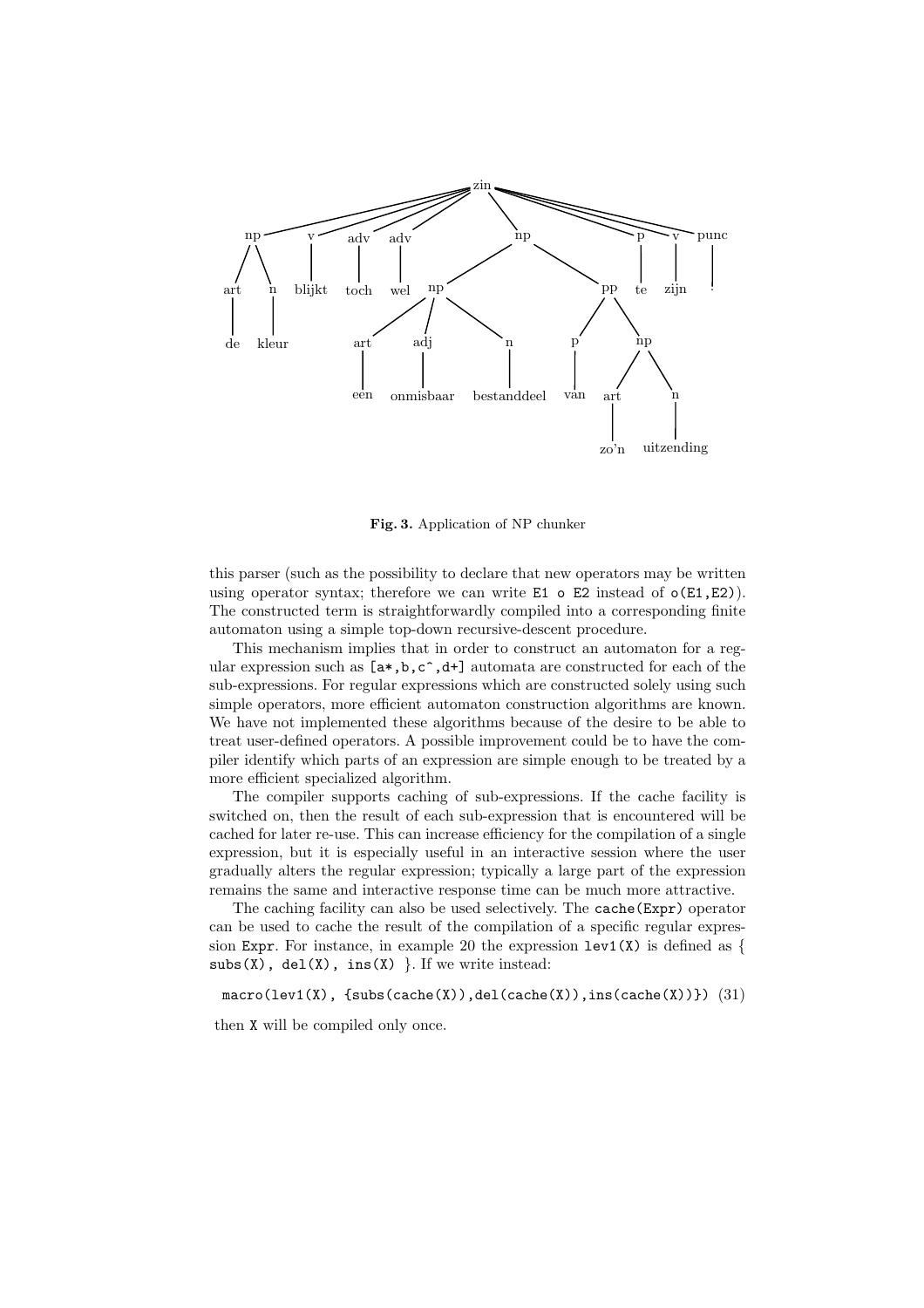Fig. 3. Application of NP chunker

this parser (such as the possibility to declare that new operators may be written using operator syntax; therefore we can write `E1 o E2` instead of `o(E1,E2)`). The constructed term is straightforwardly compiled into a corresponding finite automaton using a simple top-down recursive-descent procedure.

This mechanism implies that in order to construct an automaton for a regular expression such as `[a*,b,c^,d+]` automata are constructed for each of the sub-expressions. For regular expressions which are constructed solely using such simple operators, more efficient automaton construction algorithms are known. We have not implemented these algorithms because of the desire to be able to treat user-defined operators. A possible improvement could be to have the compiler identify which parts of an expression are simple enough to be treated by a more efficient specialized algorithm.

The compiler supports caching of sub-expressions. If the cache facility is switched on, then the result of each sub-expression that is encountered will be cached for later re-use. This can increase efficiency for the compilation of a single expression, but it is especially useful in an interactive session where the user gradually alters the regular expression; typically a large part of the expression remains the same and interactive response time can be much more attractive.

The caching facility can also be used selectively. The `cache(Expr)` operator can be used to cache the result of the compilation of a specific regular expression `Expr`. For instance, in example 20 the expression `lev1(X)` is defined as { `subs(X), del(X), ins(X)` }. If we write instead:

```
macro(lev1(X), {subs(cache(X)),del(cache(X)),ins(cache(X))})   (31)
```

then `X` will be compiled only once.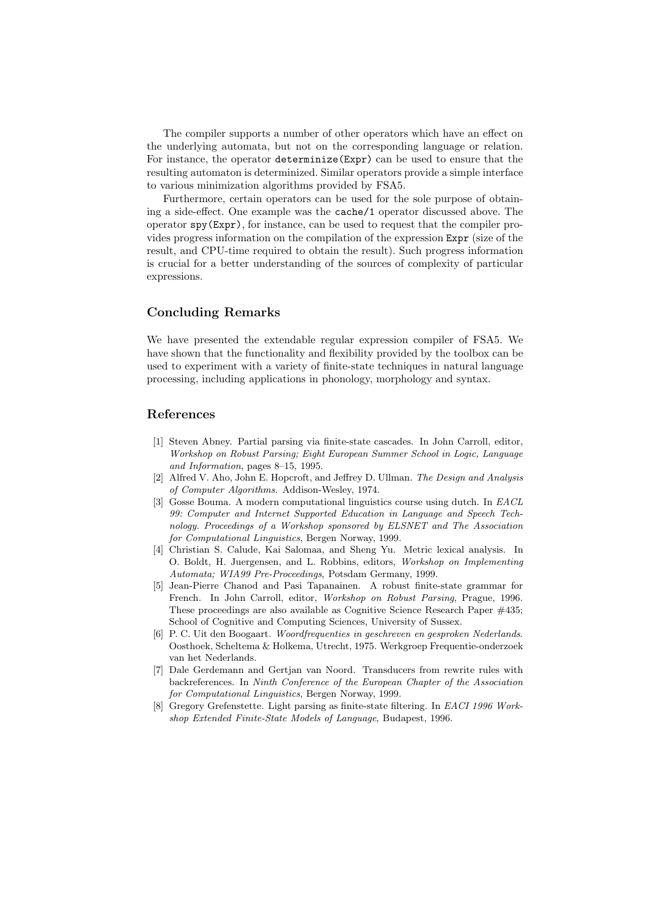The compiler supports a number of other operators which have an effect on the underlying automata, but not on the corresponding language or relation. For instance, the operator `determinize(Expr)` can be used to ensure that the resulting automaton is determinized. Similar operators provide a simple interface to various minimization algorithms provided by FSA5.

Furthermore, certain operators can be used for the sole purpose of obtaining a side-effect. One example was the `cache/1` operator discussed above. The operator `spy(Expr)`, for instance, can be used to request that the compiler provides progress information on the compilation of the expression `Expr` (size of the result, and CPU-time required to obtain the result). Such progress information is crucial for a better understanding of the sources of complexity of particular expressions.

## Concluding Remarks

We have presented the extendable regular expression compiler of FSA5. We have shown that the functionality and flexibility provided by the toolbox can be used to experiment with a variety of finite-state techniques in natural language processing, including applications in phonology, morphology and syntax.

## References

[1] Steven Abney. Partial parsing via finite-state cascades. In John Carroll, editor, *Workshop on Robust Parsing; Eight European Summer School in Logic, Language and Information*, pages 8–15, 1995.

[2] Alfred V. Aho, John E. Hopcroft, and Jeffrey D. Ullman. *The Design and Analysis of Computer Algorithms*. Addison-Wesley, 1974.

[3] Gosse Bouma. A modern computational linguistics course using dutch. In *EACL 99: Computer and Internet Supported Education in Language and Speech Technology. Proceedings of a Workshop sponsored by ELSNET and The Association for Computational Linguistics*, Bergen Norway, 1999.

[4] Christian S. Calude, Kai Salomaa, and Sheng Yu. Metric lexical analysis. In O. Boldt, H. Juergensen, and L. Robbins, editors, *Workshop on Implementing Automata; WIA99 Pre-Proceedings*, Potsdam Germany, 1999.

[5] Jean-Pierre Chanod and Pasi Tapanainen. A robust finite-state grammar for French. In John Carroll, editor, *Workshop on Robust Parsing*, Prague, 1996. These proceedings are also available as Cognitive Science Research Paper #435; School of Cognitive and Computing Sciences, University of Sussex.

[6] P. C. Uit den Boogaart. *Woordfrequenties in geschreven en gesproken Nederlands*. Oosthoek, Scheltema & Holkema, Utrecht, 1975. Werkgroep Frequentie-onderzoek van het Nederlands.

[7] Dale Gerdemann and Gertjan van Noord. Transducers from rewrite rules with backreferences. In *Ninth Conference of the European Chapter of the Association for Computational Linguistics*, Bergen Norway, 1999.

[8] Gregory Grefenstette. Light parsing as finite-state filtering. In *EACI 1996 Workshop Extended Finite-State Models of Language*, Budapest, 1996.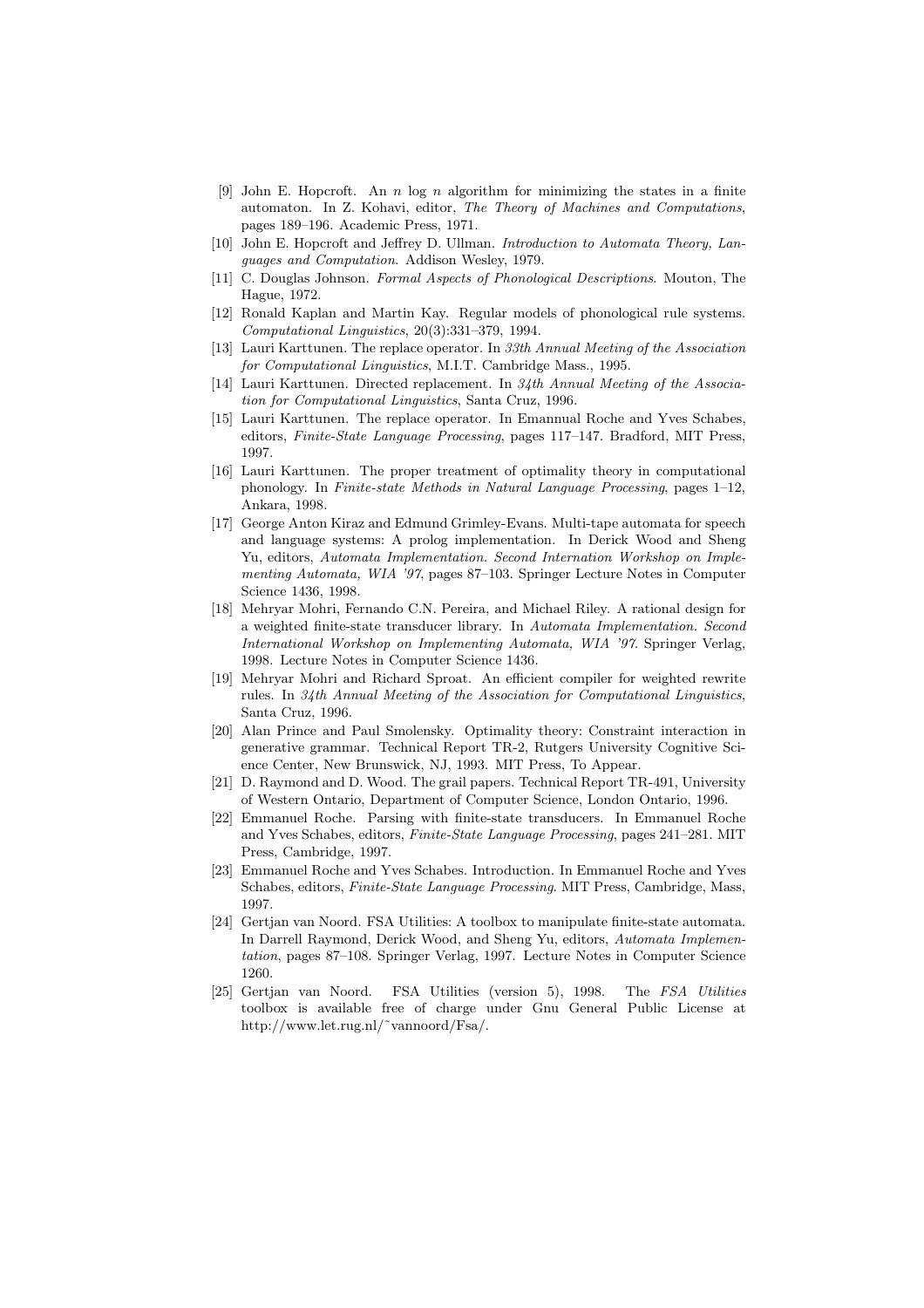[9] John E. Hopcroft. An $n \log n$ algorithm for minimizing the states in a finite automaton. In Z. Kohavi, editor, *The Theory of Machines and Computations*, pages 189–196. Academic Press, 1971.

[10] John E. Hopcroft and Jeffrey D. Ullman. *Introduction to Automata Theory, Languages and Computation*. Addison Wesley, 1979.

[11] C. Douglas Johnson. *Formal Aspects of Phonological Descriptions*. Mouton, The Hague, 1972.

[12] Ronald Kaplan and Martin Kay. Regular models of phonological rule systems. *Computational Linguistics*, 20(3):331–379, 1994.

[13] Lauri Karttunen. The replace operator. In *33th Annual Meeting of the Association for Computational Linguistics*, M.I.T. Cambridge Mass., 1995.

[14] Lauri Karttunen. Directed replacement. In *34th Annual Meeting of the Association for Computational Linguistics*, Santa Cruz, 1996.

[15] Lauri Karttunen. The replace operator. In Emannual Roche and Yves Schabes, editors, *Finite-State Language Processing*, pages 117–147. Bradford, MIT Press, 1997.

[16] Lauri Karttunen. The proper treatment of optimality theory in computational phonology. In *Finite-state Methods in Natural Language Processing*, pages 1–12, Ankara, 1998.

[17] George Anton Kiraz and Edmund Grimley-Evans. Multi-tape automata for speech and language systems: A prolog implementation. In Derick Wood and Sheng Yu, editors, *Automata Implementation. Second Internation Workshop on Implementing Automata, WIA '97*, pages 87–103. Springer Lecture Notes in Computer Science 1436, 1998.

[18] Mehryar Mohri, Fernando C.N. Pereira, and Michael Riley. A rational design for a weighted finite-state transducer library. In *Automata Implementation. Second International Workshop on Implementing Automata, WIA '97*. Springer Verlag, 1998. Lecture Notes in Computer Science 1436.

[19] Mehryar Mohri and Richard Sproat. An efficient compiler for weighted rewrite rules. In *34th Annual Meeting of the Association for Computational Linguistics*, Santa Cruz, 1996.

[20] Alan Prince and Paul Smolensky. Optimality theory: Constraint interaction in generative grammar. Technical Report TR-2, Rutgers University Cognitive Science Center, New Brunswick, NJ, 1993. MIT Press, To Appear.

[21] D. Raymond and D. Wood. The grail papers. Technical Report TR-491, University of Western Ontario, Department of Computer Science, London Ontario, 1996.

[22] Emmanuel Roche. Parsing with finite-state transducers. In Emmanuel Roche and Yves Schabes, editors, *Finite-State Language Processing*, pages 241–281. MIT Press, Cambridge, 1997.

[23] Emmanuel Roche and Yves Schabes. Introduction. In Emmanuel Roche and Yves Schabes, editors, *Finite-State Language Processing*. MIT Press, Cambridge, Mass, 1997.

[24] Gertjan van Noord. FSA Utilities: A toolbox to manipulate finite-state automata. In Darrell Raymond, Derick Wood, and Sheng Yu, editors, *Automata Implementation*, pages 87–108. Springer Verlag, 1997. Lecture Notes in Computer Science 1260.

[25] Gertjan van Noord. FSA Utilities (version 5), 1998. The *FSA Utilities* toolbox is available free of charge under Gnu General Public License at http://www.let.rug.nl/˜vannoord/Fsa/.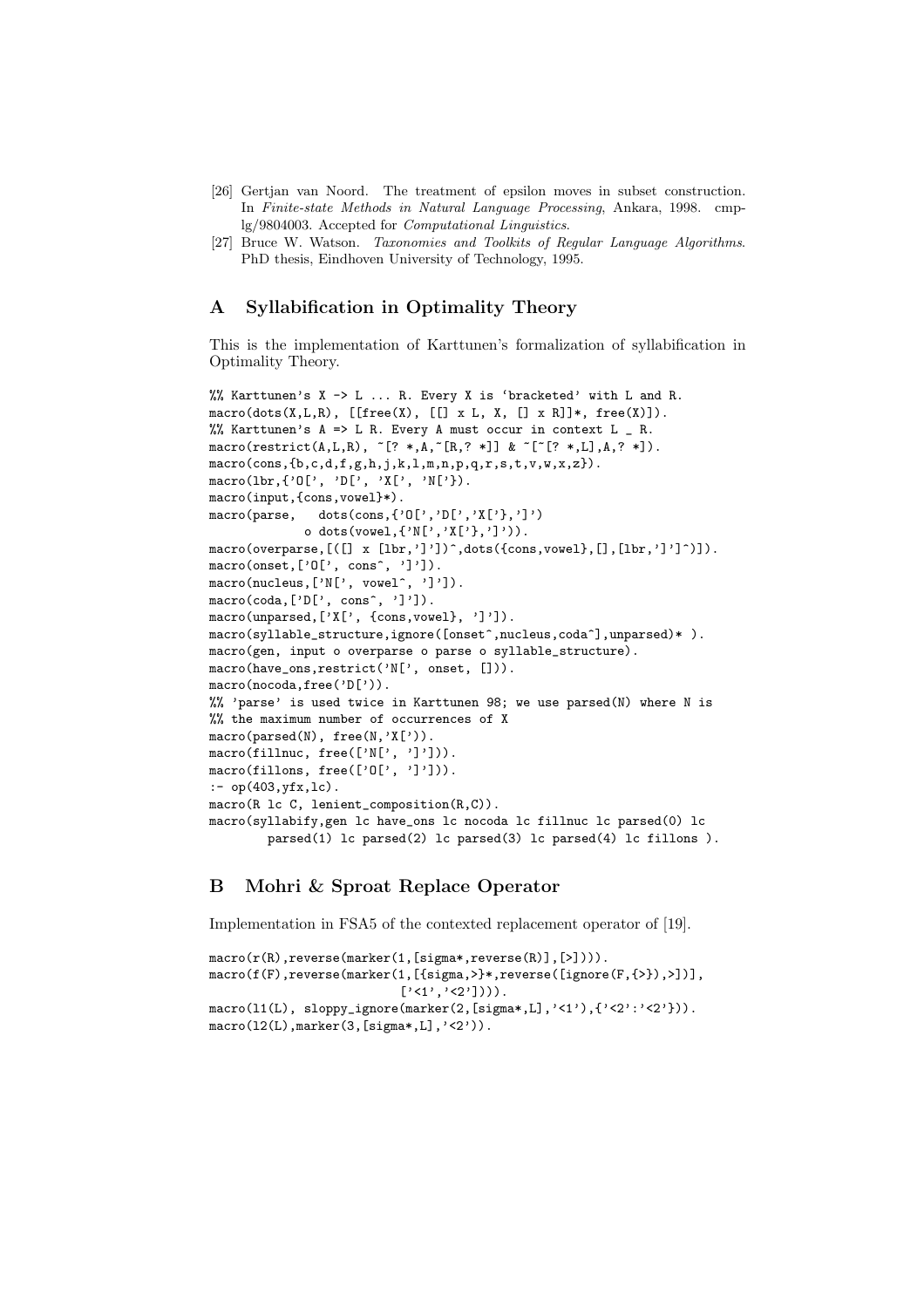[26] Gertjan van Noord. The treatment of epsilon moves in subset construction. In *Finite-state Methods in Natural Language Processing*, Ankara, 1998. cmp-lg/9804003. Accepted for *Computational Linguistics*.

[27] Bruce W. Watson. *Taxonomies and Toolkits of Regular Language Algorithms*. PhD thesis, Eindhoven University of Technology, 1995.

## A Syllabification in Optimality Theory

This is the implementation of Karttunen's formalization of syllabification in Optimality Theory.

```
%% Karttunen's X -> L ... R. Every X is 'bracketed' with L and R.
macro(dots(X,L,R), [[free(X), [[] x L, X, [] x R]]*, free(X)]).
%% Karttunen's A => L R. Every A must occur in context L _ R.
macro(restrict(A,L,R), ~[? *,A,~[R,? *]] & ~[~[? *,L],A,? *]).
macro(cons,{b,c,d,f,g,h,j,k,l,m,n,p,q,r,s,t,v,w,x,z}).
macro(lbr,{'O[', 'D[', 'X[', 'N['}).
macro(input,{cons,vowel}*).
macro(parse,   dots(cons,{'O[','D[','X['},']')
           o dots(vowel,{'N[','X['},']')).
macro(overparse,[([] x [lbr,']'])^,dots({cons,vowel},[],[lbr,']']^)]).
macro(onset,['O[', cons^, ']']).
macro(nucleus,['N[', vowel^, ']']).
macro(coda,['D[', cons^, ']']).
macro(unparsed,['X[', {cons,vowel}, ']']).
macro(syllable_structure,ignore([onset^,nucleus,coda^],unparsed)* ).
macro(gen, input o overparse o parse o syllable_structure).
macro(have_ons,restrict('N[', onset, [])).
macro(nocoda,free('D[')).
%% 'parse' is used twice in Karttunen 98; we use parsed(N) where N is
%% the maximum number of occurrences of X
macro(parsed(N), free(N,'X[')).
macro(fillnuc, free(['N[', ']'])).
macro(fillons, free(['O[', ']'])).
:- op(403,yfx,lc).
macro(R lc C, lenient_composition(R,C)).
macro(syllabify,gen lc have_ons lc nocoda lc fillnuc lc parsed(0) lc
       parsed(1) lc parsed(2) lc parsed(3) lc parsed(4) lc fillons ).
```

## B Mohri & Sproat Replace Operator

Implementation in FSA5 of the contexted replacement operator of [19].

```
macro(r(R),reverse(marker(1,[sigma*,reverse(R)],[>]))).
macro(f(F),reverse(marker(1,[{sigma,>}*,reverse([ignore(F,{>}),>])],
                          ['<1','<2']))).
macro(l1(L), sloppy_ignore(marker(2,[sigma*,L],'<1'),{'<2':'<2'})).
macro(l2(L),marker(3,[sigma*,L],'<2')).
```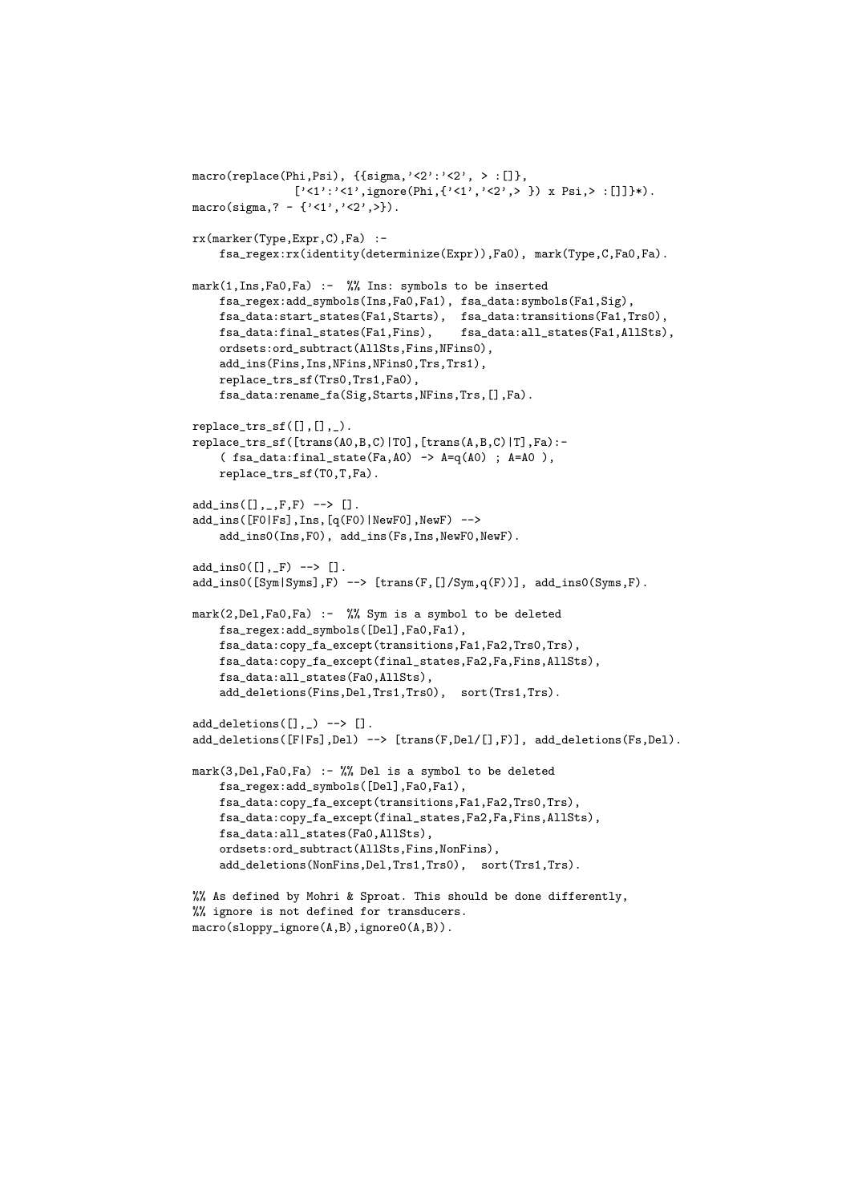```
macro(replace(Phi,Psi), {{sigma,'<2':'<2', > :[]},
              ['<1':'<1',ignore(Phi,{'<1','<2',> }) x Psi,> :[]]}*).
macro(sigma,? - {'<1','<2',>}).

rx(marker(Type,Expr,C),Fa) :-
    fsa_regex:rx(identity(determinize(Expr)),Fa0), mark(Type,C,Fa0,Fa).

mark(1,Ins,Fa0,Fa) :-  %% Ins: symbols to be inserted
    fsa_regex:add_symbols(Ins,Fa0,Fa1), fsa_data:symbols(Fa1,Sig),
    fsa_data:start_states(Fa1,Starts),  fsa_data:transitions(Fa1,Trs0),
    fsa_data:final_states(Fa1,Fins),    fsa_data:all_states(Fa1,AllSts),
    ordsets:ord_subtract(AllSts,Fins,NFins0),
    add_ins(Fins,Ins,NFins,NFins0,Trs,Trs1),
    replace_trs_sf(Trs0,Trs1,Fa0),
    fsa_data:rename_fa(Sig,Starts,NFins,Trs,[],Fa).

replace_trs_sf([],[],_).
replace_trs_sf([trans(A0,B,C)|T0],[trans(A,B,C)|T],Fa):-
    ( fsa_data:final_state(Fa,A0) -> A=q(A0) ; A=A0 ),
    replace_trs_sf(T0,T,Fa).

add_ins([],_,F,F) --> [].
add_ins([F0|Fs],Ins,[q(F0)|NewF0],NewF) -->
    add_ins0(Ins,F0), add_ins(Fs,Ins,NewF0,NewF).

add_ins0([],_F) --> [].
add_ins0([Sym|Syms],F) --> [trans(F,[]/Sym,q(F))], add_ins0(Syms,F).

mark(2,Del,Fa0,Fa) :-  %% Sym is a symbol to be deleted
    fsa_regex:add_symbols([Del],Fa0,Fa1),
    fsa_data:copy_fa_except(transitions,Fa1,Fa2,Trs0,Trs),
    fsa_data:copy_fa_except(final_states,Fa2,Fa,Fins,AllSts),
    fsa_data:all_states(Fa0,AllSts),
    add_deletions(Fins,Del,Trs1,Trs0),  sort(Trs1,Trs).

add_deletions([],_) --> [].
add_deletions([F|Fs],Del) --> [trans(F,Del/[],F)], add_deletions(Fs,Del).

mark(3,Del,Fa0,Fa) :- %% Del is a symbol to be deleted
    fsa_regex:add_symbols([Del],Fa0,Fa1),
    fsa_data:copy_fa_except(transitions,Fa1,Fa2,Trs0,Trs),
    fsa_data:copy_fa_except(final_states,Fa2,Fa,Fins,AllSts),
    fsa_data:all_states(Fa0,AllSts),
    ordsets:ord_subtract(AllSts,Fins,NonFins),
    add_deletions(NonFins,Del,Trs1,Trs0),  sort(Trs1,Trs).

%% As defined by Mohri & Sproat. This should be done differently,
%% ignore is not defined for transducers.
macro(sloppy_ignore(A,B),ignore0(A,B)).
```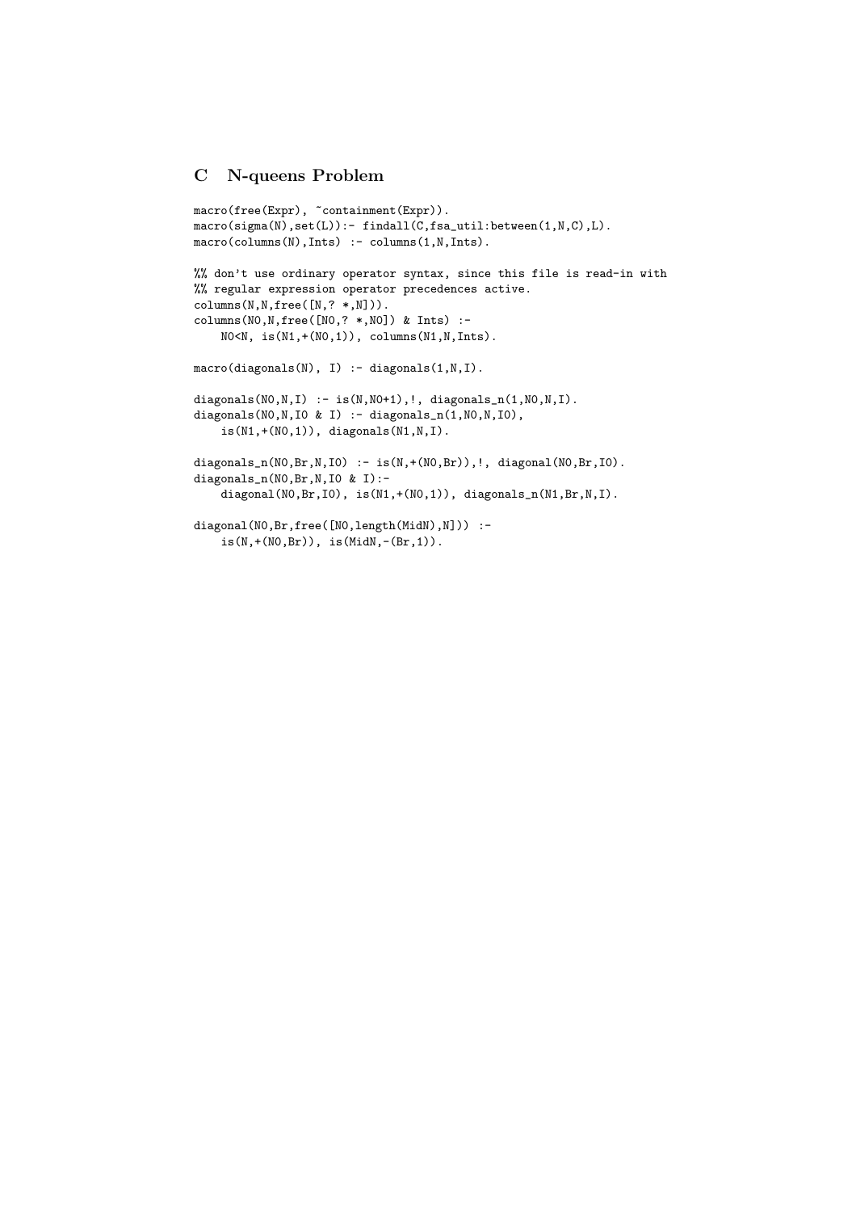## C N-queens Problem

```
macro(free(Expr), ~containment(Expr)).
macro(sigma(N),set(L)):- findall(C,fsa_util:between(1,N,C),L).
macro(columns(N),Ints) :- columns(1,N,Ints).

%% don't use ordinary operator syntax, since this file is read-in with
%% regular expression operator precedences active.
columns(N,N,free([N,? *,N])).
columns(N0,N,free([N0,? *,N0]) & Ints) :-
    N0<N, is(N1,+(N0,1)), columns(N1,N,Ints).

macro(diagonals(N), I) :- diagonals(1,N,I).

diagonals(N0,N,I) :- is(N,N0+1),!, diagonals_n(1,N0,N,I).
diagonals(N0,N,I0 & I) :- diagonals_n(1,N0,N,I0),
    is(N1,+(N0,1)), diagonals(N1,N,I).

diagonals_n(N0,Br,N,I0) :- is(N,+(N0,Br)),!, diagonal(N0,Br,I0).
diagonals_n(N0,Br,N,I0 & I):-
    diagonal(N0,Br,I0), is(N1,+(N0,1)), diagonals_n(N1,Br,N,I).

diagonal(N0,Br,free([N0,length(MidN),N])) :-
    is(N,+(N0,Br)), is(MidN,-(Br,1)).
```